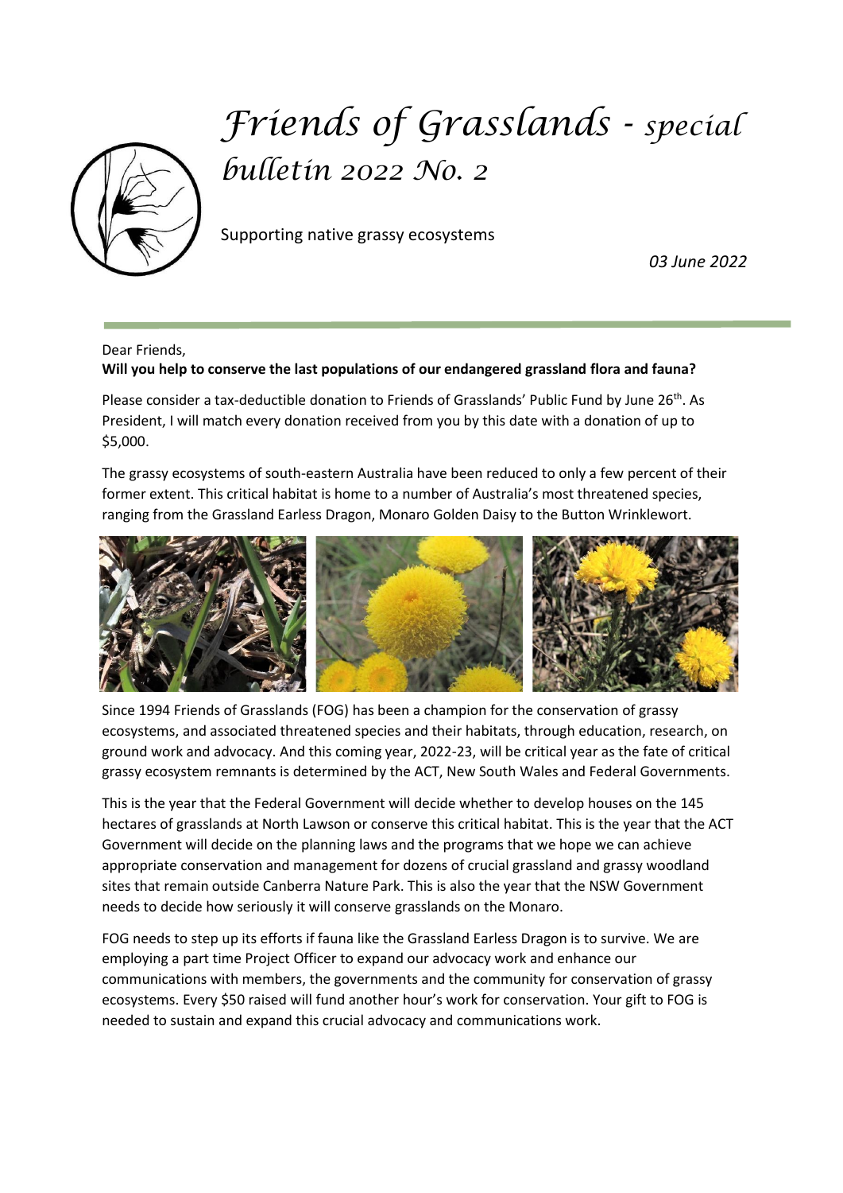# *Friends of Grasslands - special bulletin 2022 No. 2*

Supporting native grassy ecosystems

*03 June 2022*

Dear Friends,

**Will you help to conserve the last populations of our endangered grassland flora and fauna?**

Please consider a tax-deductible donation to Friends of Grasslands' Public Fund by June 26th. As President, I will match every donation received from you by this date with a donation of up to $5,000.

The grassy ecosystems of south-eastern Australia have been reduced to only a few percent of their former extent. This critical habitat is home to a number of Australia's most threatened species, ranging from the Grassland Earless Dragon, Monaro Golden Daisy to the Button Wrinklewort.

Since 1994 Friends of Grasslands (FOG) has been a champion for the conservation of grassy ecosystems, and associated threatened species and their habitats, through education, research, on ground work and advocacy. And this coming year, 2022-23, will be critical year as the fate of critical grassy ecosystem remnants is determined by the ACT, New South Wales and Federal Governments.

This is the year that the Federal Government will decide whether to develop houses on the 145 hectares of grasslands at North Lawson or conserve this critical habitat. This is the year that the ACT Government will decide on the planning laws and the programs that we hope we can achieve appropriate conservation and management for dozens of crucial grassland and grassy woodland sites that remain outside Canberra Nature Park. This is also the year that the NSW Government needs to decide how seriously it will conserve grasslands on the Monaro.

FOG needs to step up its efforts if fauna like the Grassland Earless Dragon is to survive. We are employing a part time Project Officer to expand our advocacy work and enhance our communications with members, the governments and the community for conservation of grassy ecosystems. Every $50 raised will fund another hour's work for conservation. Your gift to FOG is needed to sustain and expand this crucial advocacy and communications work.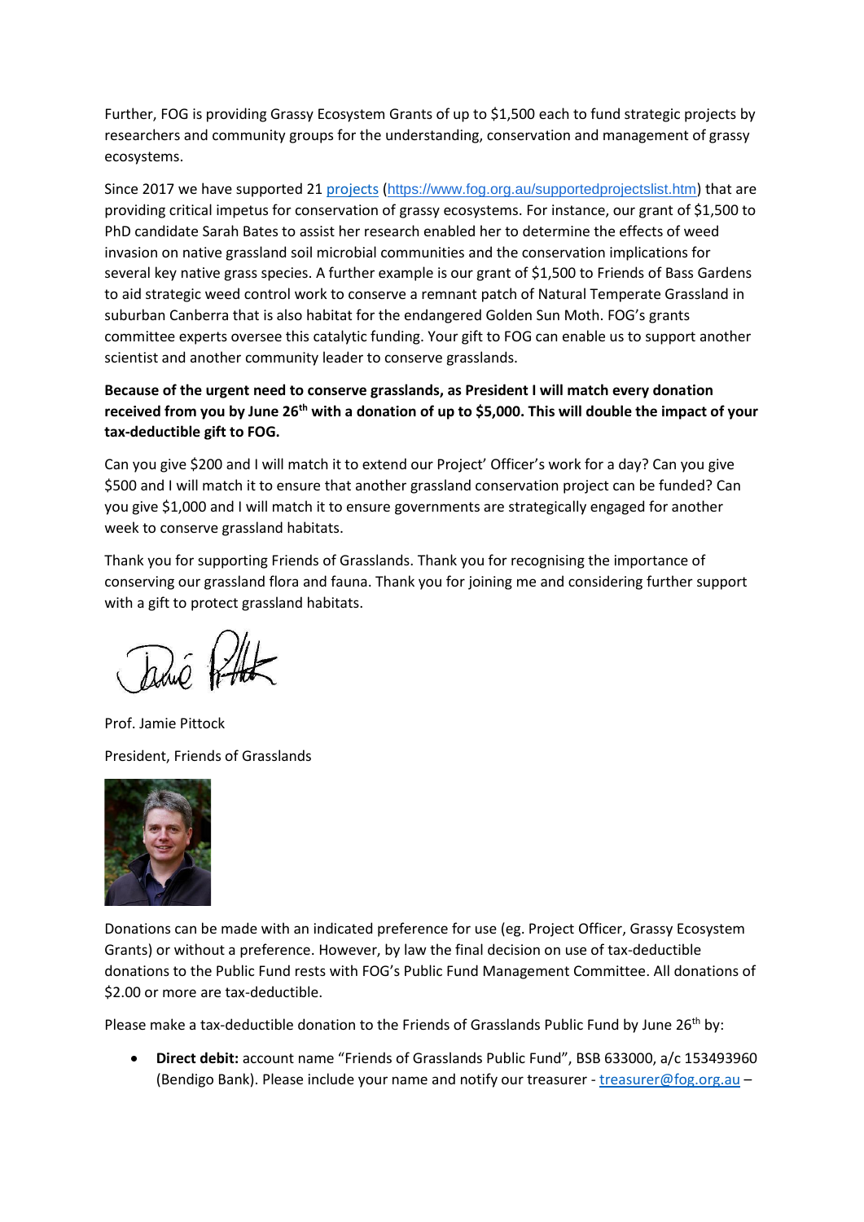Further, FOG is providing Grassy Ecosystem Grants of up to $1,500 each to fund strategic projects by researchers and community groups for the understanding, conservation and management of grassy ecosystems.

Since 2017 we have supported 21 [projects](https://www.fog.org.au/supportedprojectslist.htm) (https://www.fog.org.au/supportedprojectslist.htm) that are providing critical impetus for conservation of grassy ecosystems. For instance, our grant of $1,500 to PhD candidate Sarah Bates to assist her research enabled her to determine the effects of weed invasion on native grassland soil microbial communities and the conservation implications for several key native grass species. A further example is our grant of $1,500 to Friends of Bass Gardens to aid strategic weed control work to conserve a remnant patch of Natural Temperate Grassland in suburban Canberra that is also habitat for the endangered Golden Sun Moth. FOG's grants committee experts oversee this catalytic funding. Your gift to FOG can enable us to support another scientist and another community leader to conserve grasslands.

**Because of the urgent need to conserve grasslands, as President I will match every donation received from you by June 26th with a donation of up to $5,000. This will double the impact of your tax-deductible gift to FOG.**

Can you give $200 and I will match it to extend our Project' Officer's work for a day? Can you give $500 and I will match it to ensure that another grassland conservation project can be funded? Can you give $1,000 and I will match it to ensure governments are strategically engaged for another week to conserve grassland habitats.

Thank you for supporting Friends of Grasslands. Thank you for recognising the importance of conserving our grassland flora and fauna. Thank you for joining me and considering further support with a gift to protect grassland habitats.

Prof. Jamie Pittock

President, Friends of Grasslands

Donations can be made with an indicated preference for use (eg. Project Officer, Grassy Ecosystem Grants) or without a preference. However, by law the final decision on use of tax-deductible donations to the Public Fund rests with FOG's Public Fund Management Committee. All donations of $2.00 or more are tax-deductible.

Please make a tax-deductible donation to the Friends of Grasslands Public Fund by June 26th by:

- **Direct debit:** account name "Friends of Grasslands Public Fund", BSB 633000, a/c 153493960 (Bendigo Bank). Please include your name and notify our treasurer - [treasurer@fog.org.au](mailto:treasurer@fog.org.au) –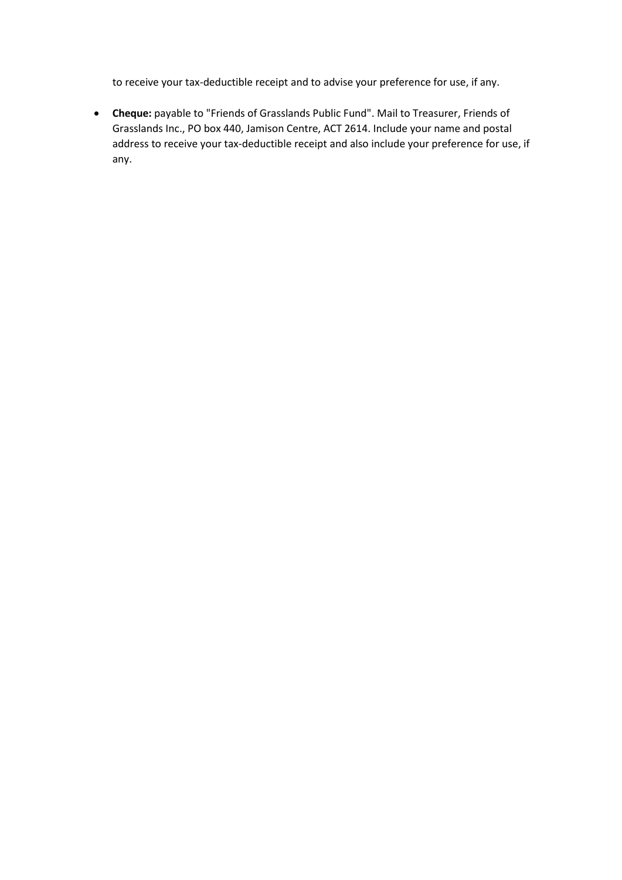to receive your tax-deductible receipt and to advise your preference for use, if any.

- **Cheque:** payable to "Friends of Grasslands Public Fund". Mail to Treasurer, Friends of Grasslands Inc., PO box 440, Jamison Centre, ACT 2614. Include your name and postal address to receive your tax-deductible receipt and also include your preference for use, if any.